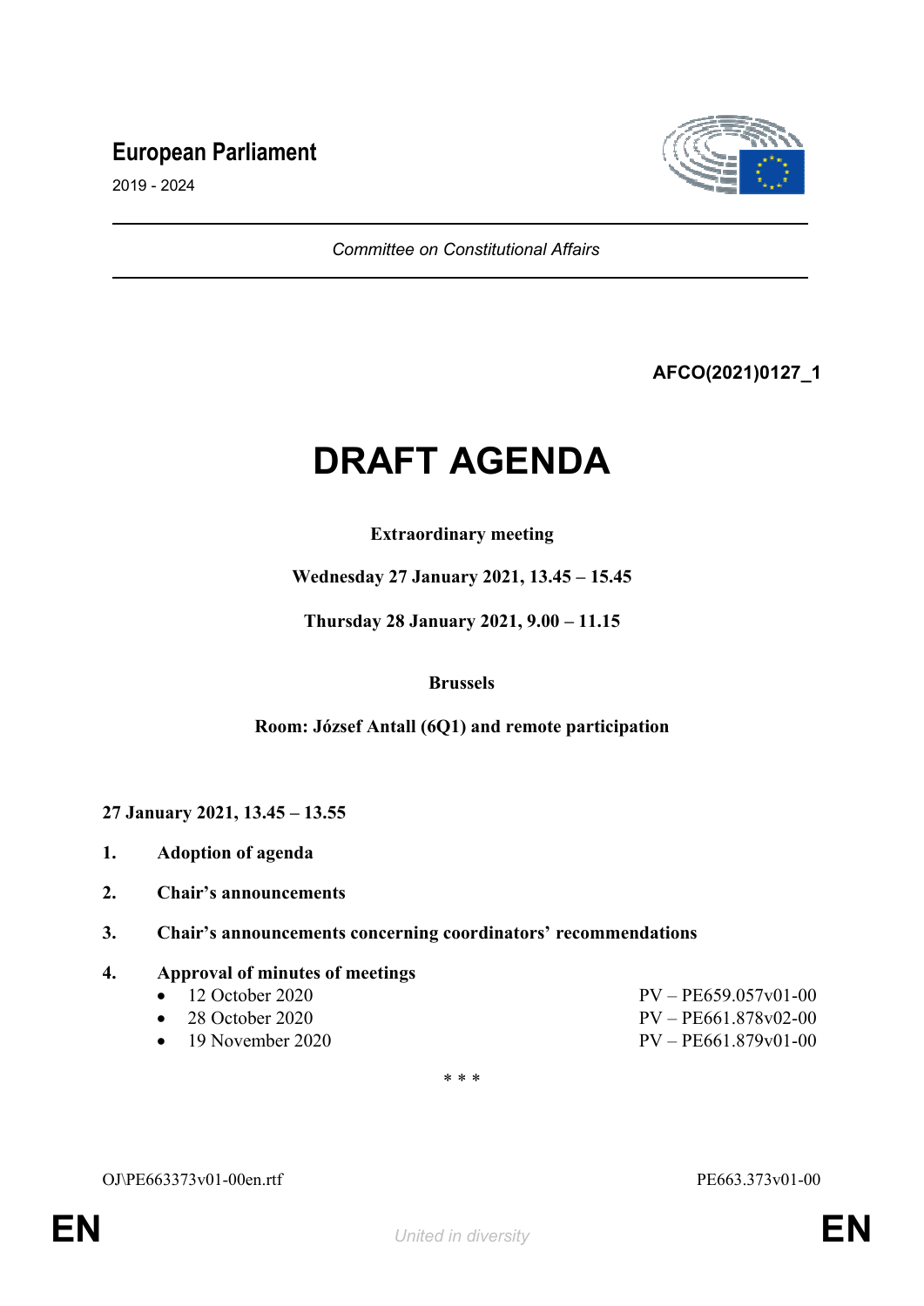**European Parliament**

2019 - 2024

*Committee on Constitutional Affairs*

**AFCO(2021)0127_1**

# DRAFT AGENDA

**Extraordinary meeting**

**Wednesday 27 January 2021, 13.45 – 15.45**

**Thursday 28 January 2021, 9.00 – 11.15**

**Brussels**

**Room: József Antall (6Q1) and remote participation**

**27 January 2021, 13.45 – 13.55**

1. **Adoption of agenda**

2. **Chair's announcements**

3. **Chair's announcements concerning coordinators' recommendations**

4. **Approval of minutes of meetings**
   - 12 October 2020 — PV – PE659.057v01-00
   - 28 October 2020 — PV – PE661.878v02-00
   - 19 November 2020 — PV – PE661.879v01-00

\* \* \*

OJ\PE663373v01-00en.rtf — PE663.373v01-00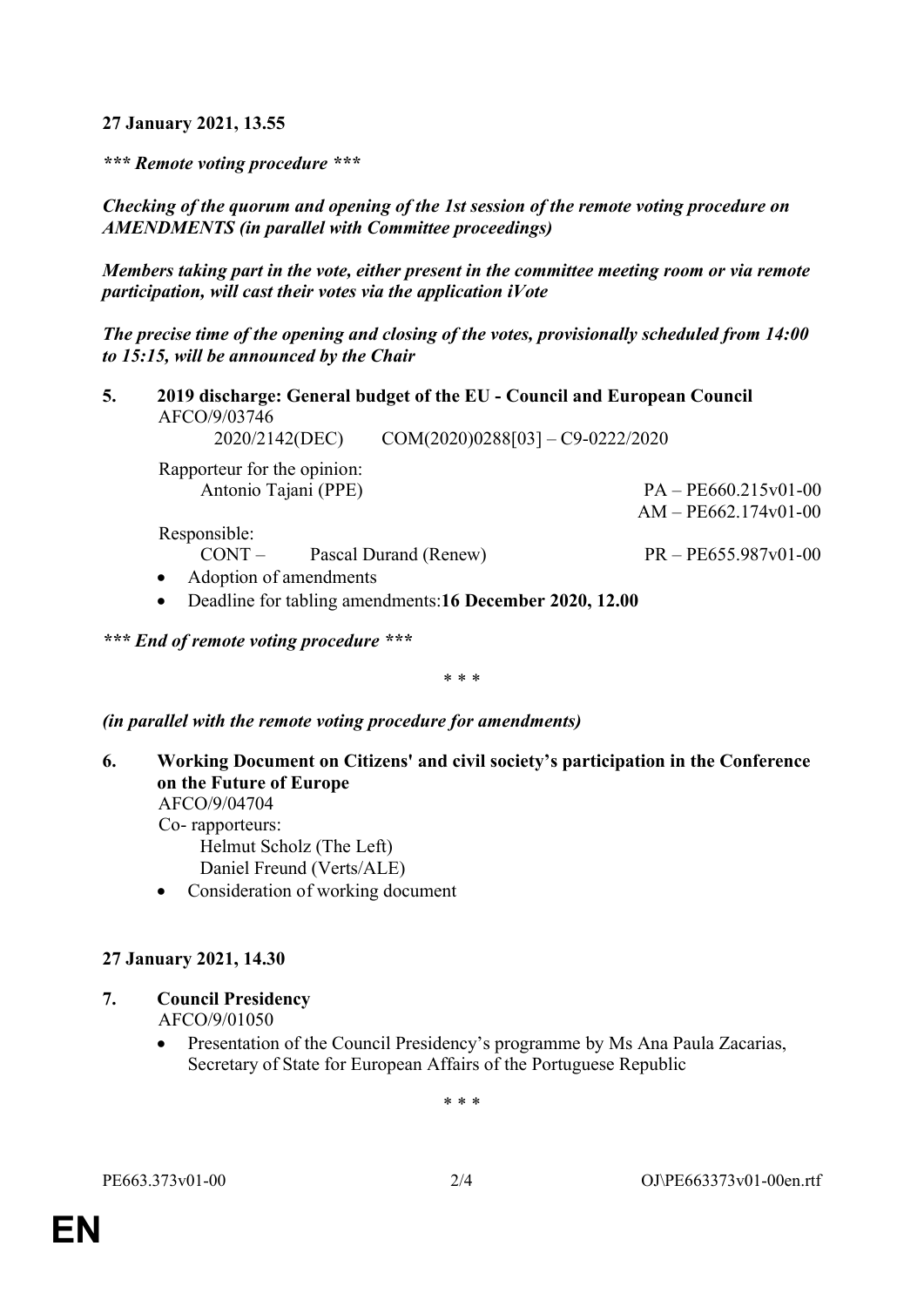**27 January 2021, 13.55**

***\*\*\* Remote voting procedure \*\*\****

***Checking of the quorum and opening of the 1st session of the remote voting procedure on AMENDMENTS (in parallel with Committee proceedings)***

***Members taking part in the vote, either present in the committee meeting room or via remote participation, will cast their votes via the application iVote***

***The precise time of the opening and closing of the votes, provisionally scheduled from 14:00 to 15:15, will be announced by the Chair***

**5. 2019 discharge: General budget of the EU - Council and European Council**

AFCO/9/03746

2020/2142(DEC) COM(2020)0288[03] – C9-0222/2020

Rapporteur for the opinion:
Antonio Tajani (PPE) PA – PE660.215v01-00
AM – PE662.174v01-00

Responsible:
CONT – Pascal Durand (Renew) PR – PE655.987v01-00

- Adoption of amendments
- Deadline for tabling amendments:**16 December 2020, 12.00**

***\*\*\* End of remote voting procedure \*\*\****

\* \* \*

***(in parallel with the remote voting procedure for amendments)***

**6. Working Document on Citizens' and civil society's participation in the Conference on the Future of Europe**

AFCO/9/04704

Co- rapporteurs:
Helmut Scholz (The Left)
Daniel Freund (Verts/ALE)

- Consideration of working document

**27 January 2021, 14.30**

**7. Council Presidency**

AFCO/9/01050

- Presentation of the Council Presidency's programme by Ms Ana Paula Zacarias, Secretary of State for European Affairs of the Portuguese Republic

\* \* \*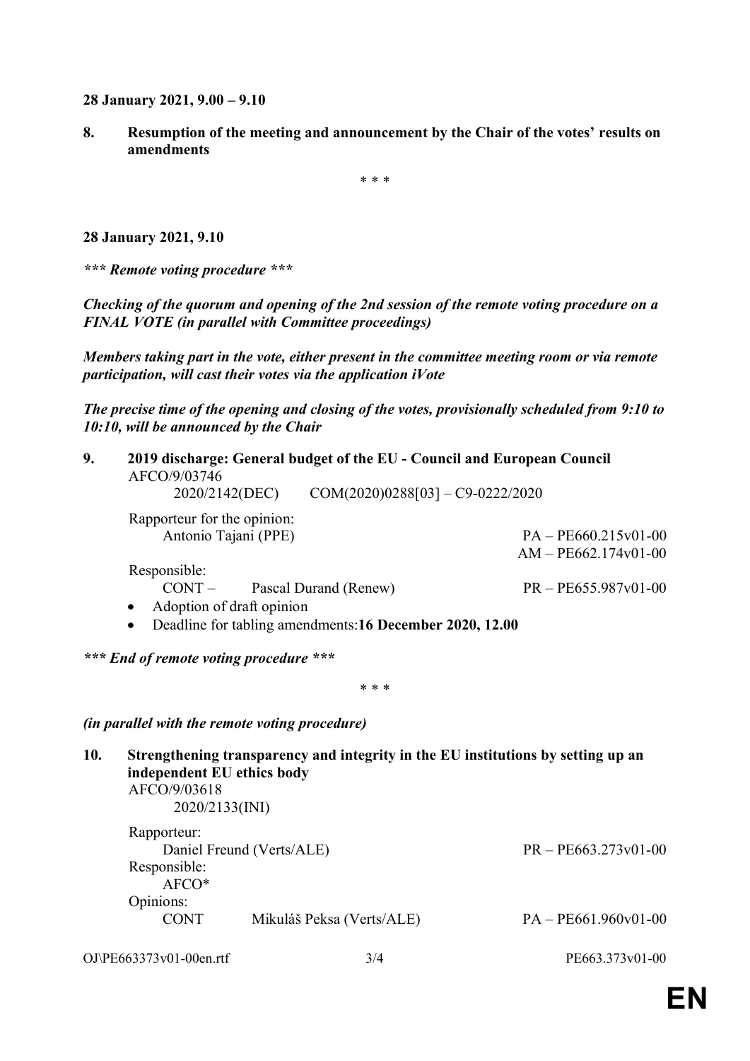**28 January 2021, 9.00 – 9.10**

**8. Resumption of the meeting and announcement by the Chair of the votes' results on amendments**

\* \* \*

**28 January 2021, 9.10**

***\*\*\* Remote voting procedure \*\*\****

***Checking of the quorum and opening of the 2nd session of the remote voting procedure on a FINAL VOTE (in parallel with Committee proceedings)***

***Members taking part in the vote, either present in the committee meeting room or via remote participation, will cast their votes via the application iVote***

***The precise time of the opening and closing of the votes, provisionally scheduled from 9:10 to 10:10, will be announced by the Chair***

**9. 2019 discharge: General budget of the EU - Council and European Council**

AFCO/9/03746

2020/2142(DEC) COM(2020)0288[03] – C9-0222/2020

Rapporteur for the opinion:

Antonio Tajani (PPE) PA – PE660.215v01-00
AM – PE662.174v01-00

Responsible:

CONT – Pascal Durand (Renew) PR – PE655.987v01-00

- Adoption of draft opinion
- Deadline for tabling amendments:**16 December 2020, 12.00**

***\*\*\* End of remote voting procedure \*\*\****

\* \* \*

***(in parallel with the remote voting procedure)***

**10. Strengthening transparency and integrity in the EU institutions by setting up an independent EU ethics body**

AFCO/9/03618

2020/2133(INI)

Rapporteur:

Daniel Freund (Verts/ALE) PR – PE663.273v01-00

Responsible:

AFCO*

Opinions:

CONT Mikuláš Peksa (Verts/ALE) PA – PE661.960v01-00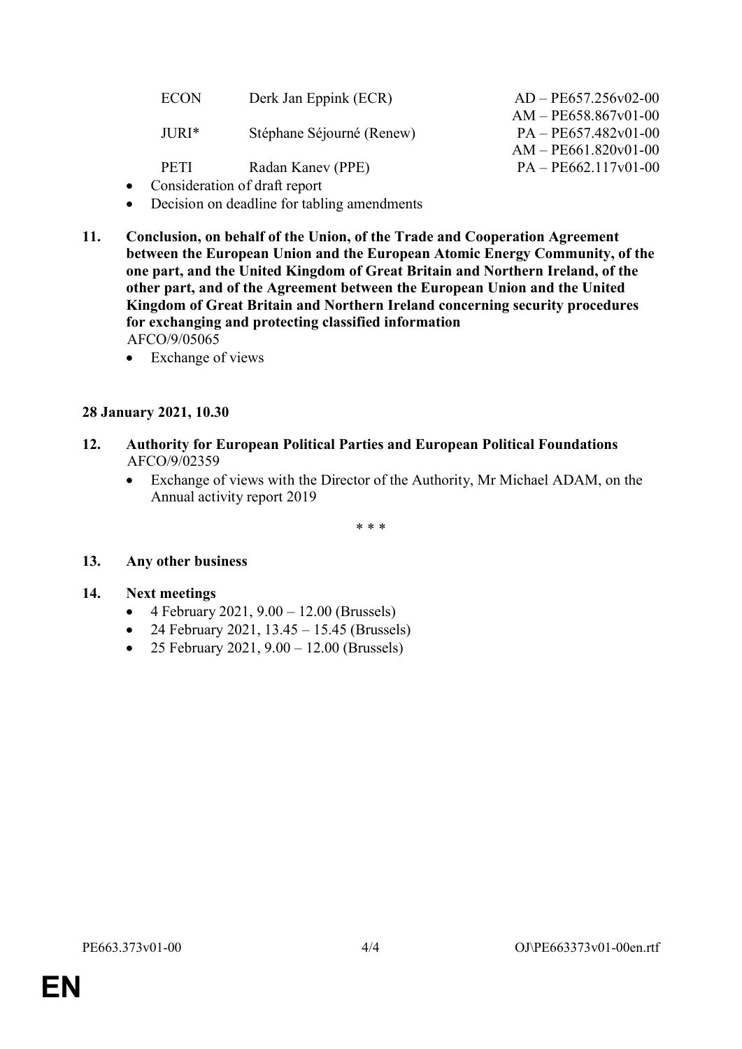| | | |
|---|---|---|
| ECON | Derk Jan Eppink (ECR) | AD – PE657.256v02-00<br>AM – PE658.867v01-00 |
| JURI* | Stéphane Séjourné (Renew) | PA – PE657.482v01-00<br>AM – PE661.820v01-00 |
| PETI | Radan Kanev (PPE) | PA – PE662.117v01-00 |

- Consideration of draft report
- Decision on deadline for tabling amendments

**11. Conclusion, on behalf of the Union, of the Trade and Cooperation Agreement between the European Union and the European Atomic Energy Community, of the one part, and the United Kingdom of Great Britain and Northern Ireland, of the other part, and of the Agreement between the European Union and the United Kingdom of Great Britain and Northern Ireland concerning security procedures for exchanging and protecting classified information**
AFCO/9/05065

- Exchange of views

**28 January 2021, 10.30**

**12. Authority for European Political Parties and European Political Foundations**
AFCO/9/02359

- Exchange of views with the Director of the Authority, Mr Michael ADAM, on the Annual activity report 2019

\* \* \*

**13. Any other business**

**14. Next meetings**

- 4 February 2021, 9.00 – 12.00 (Brussels)
- 24 February 2021, 13.45 – 15.45 (Brussels)
- 25 February 2021, 9.00 – 12.00 (Brussels)